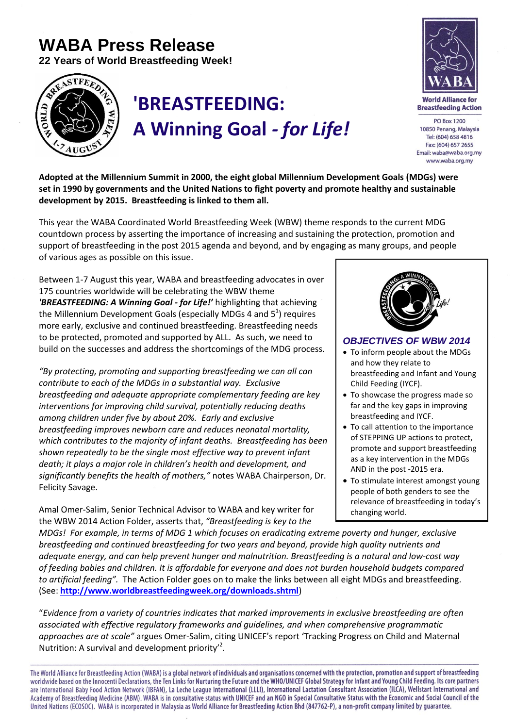# WABA Press Release

**22 Years of World Breastfeeding Week!**

World Alliance for Breastfeeding Action

PO Box 1200
10850 Penang, Malaysia
Tel: (604) 658 4816
Fax: (604) 657 2655
Email: waba@waba.org.my
www.waba.org.my

## 'BREASTFEEDING: A Winning Goal - *for Life!*

**Adopted at the Millennium Summit in 2000, the eight global Millennium Development Goals (MDGs) were set in 1990 by governments and the United Nations to fight poverty and promote healthy and sustainable development by 2015. Breastfeeding is linked to them all.**

This year the WABA Coordinated World Breastfeeding Week (WBW) theme responds to the current MDG countdown process by asserting the importance of increasing and sustaining the protection, promotion and support of breastfeeding in the post 2015 agenda and beyond, and by engaging as many groups, and people of various ages as possible on this issue.

Between 1-7 August this year, WABA and breastfeeding advocates in over 175 countries worldwide will be celebrating the WBW theme ***'BREASTFEEDING: A Winning Goal - for Life!'*** highlighting that achieving the Millennium Development Goals (especially MDGs 4 and 5[1]) requires more early, exclusive and continued breastfeeding. Breastfeeding needs to be protected, promoted and supported by ALL. As such, we need to build on the successes and address the shortcomings of the MDG process.

*"By protecting, promoting and supporting breastfeeding we can all can contribute to each of the MDGs in a substantial way. Exclusive breastfeeding and adequate appropriate complementary feeding are key interventions for improving child survival, potentially reducing deaths among children under five by about 20%. Early and exclusive breastfeeding improves newborn care and reduces neonatal mortality, which contributes to the majority of infant deaths. Breastfeeding has been shown repeatedly to be the single most effective way to prevent infant death; it plays a major role in children's health and development, and significantly benefits the health of mothers,"* notes WABA Chairperson, Dr. Felicity Savage.

### *OBJECTIVES OF WBW 2014*

- To inform people about the MDGs and how they relate to breastfeeding and Infant and Young Child Feeding (IYCF).
- To showcase the progress made so far and the key gaps in improving breastfeeding and IYCF.
- To call attention to the importance of STEPPING UP actions to protect, promote and support breastfeeding as a key intervention in the MDGs AND in the post -2015 era.
- To stimulate interest amongst young people of both genders to see the relevance of breastfeeding in today's changing world.

Amal Omer-Salim, Senior Technical Advisor to WABA and key writer for the WBW 2014 Action Folder, asserts that, *"Breastfeeding is key to the MDGs! For example, in terms of MDG 1 which focuses on eradicating extreme poverty and hunger, exclusive breastfeeding and continued breastfeeding for two years and beyond, provide high quality nutrients and adequate energy, and can help prevent hunger and malnutrition. Breastfeeding is a natural and low-cost way of feeding babies and children. It is affordable for everyone and does not burden household budgets compared to artificial feeding".* The Action Folder goes on to make the links between all eight MDGs and breastfeeding. (See: **http://www.worldbreastfeedingweek.org/downloads.shtml**)

"*Evidence from a variety of countries indicates that marked improvements in exclusive breastfeeding are often associated with effective regulatory frameworks and guidelines, and when comprehensive programmatic approaches are at scale"* argues Omer-Salim, citing UNICEF's report 'Tracking Progress on Child and Maternal Nutrition: A survival and development priority'[2].

The World Alliance for Breastfeeding Action (WABA) is a global network of individuals and organisations concerned with the protection, promotion and support of breastfeeding worldwide based on the Innocenti Declarations, the Ten Links for Nurturing the Future and the WHO/UNICEF Global Strategy for Infant and Young Child Feeding. Its core partners are International Baby Food Action Network (IBFAN), La Leche League International (LLLI), International Lactation Consultant Association (ILCA), Wellstart International and Academy of Breastfeeding Medicine (ABM). WABA is in consultative status with UNICEF and an NGO in Special Consultative Status with the Economic and Social Council of the United Nations (ECOSOC). WABA is incorporated in Malaysia as World Alliance for Breastfeeding Action Bhd (847762-P), a non-profit company limited by guarantee.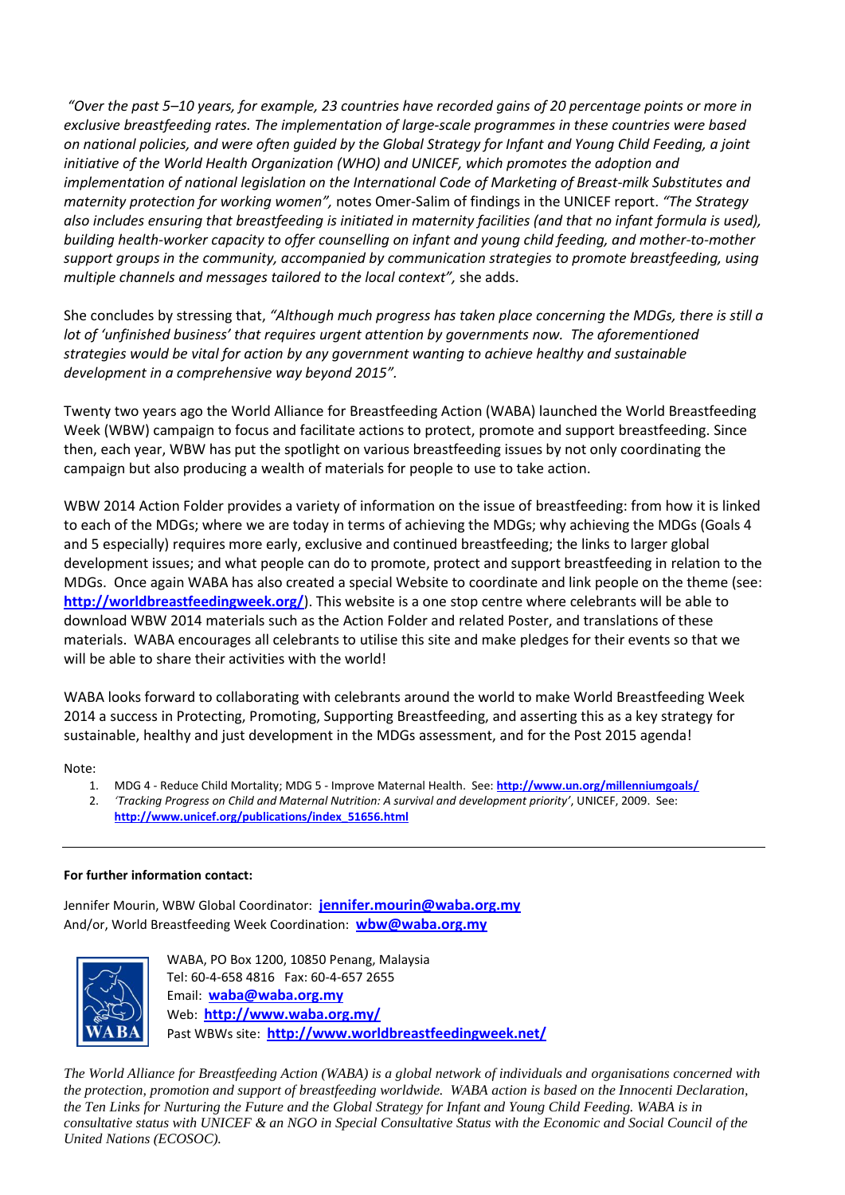*"Over the past 5–10 years, for example, 23 countries have recorded gains of 20 percentage points or more in exclusive breastfeeding rates. The implementation of large-scale programmes in these countries were based on national policies, and were often guided by the Global Strategy for Infant and Young Child Feeding, a joint initiative of the World Health Organization (WHO) and UNICEF, which promotes the adoption and implementation of national legislation on the International Code of Marketing of Breast-milk Substitutes and maternity protection for working women",* notes Omer-Salim of findings in the UNICEF report. *"The Strategy also includes ensuring that breastfeeding is initiated in maternity facilities (and that no infant formula is used), building health-worker capacity to offer counselling on infant and young child feeding, and mother-to-mother support groups in the community, accompanied by communication strategies to promote breastfeeding, using multiple channels and messages tailored to the local context",* she adds.

She concludes by stressing that, *"Although much progress has taken place concerning the MDGs, there is still a lot of 'unfinished business' that requires urgent attention by governments now. The aforementioned strategies would be vital for action by any government wanting to achieve healthy and sustainable development in a comprehensive way beyond 2015".*

Twenty two years ago the World Alliance for Breastfeeding Action (WABA) launched the World Breastfeeding Week (WBW) campaign to focus and facilitate actions to protect, promote and support breastfeeding. Since then, each year, WBW has put the spotlight on various breastfeeding issues by not only coordinating the campaign but also producing a wealth of materials for people to use to take action.

WBW 2014 Action Folder provides a variety of information on the issue of breastfeeding: from how it is linked to each of the MDGs; where we are today in terms of achieving the MDGs; why achieving the MDGs (Goals 4 and 5 especially) requires more early, exclusive and continued breastfeeding; the links to larger global development issues; and what people can do to promote, protect and support breastfeeding in relation to the MDGs. Once again WABA has also created a special Website to coordinate and link people on the theme (see: **http://worldbreastfeedingweek.org/**). This website is a one stop centre where celebrants will be able to download WBW 2014 materials such as the Action Folder and related Poster, and translations of these materials. WABA encourages all celebrants to utilise this site and make pledges for their events so that we will be able to share their activities with the world!

WABA looks forward to collaborating with celebrants around the world to make World Breastfeeding Week 2014 a success in Protecting, Promoting, Supporting Breastfeeding, and asserting this as a key strategy for sustainable, healthy and just development in the MDGs assessment, and for the Post 2015 agenda!

Note:

1. MDG 4 - Reduce Child Mortality; MDG 5 - Improve Maternal Health. See: **http://www.un.org/millenniumgoals/**
2. *'Tracking Progress on Child and Maternal Nutrition: A survival and development priority'*, UNICEF, 2009. See: **http://www.unicef.org/publications/index_51656.html**

---

**For further information contact:**

Jennifer Mourin, WBW Global Coordinator: **jennifer.mourin@waba.org.my**
And/or, World Breastfeeding Week Coordination: **wbw@waba.org.my**

WABA, PO Box 1200, 10850 Penang, Malaysia
Tel: 60-4-658 4816 Fax: 60-4-657 2655
Email: **waba@waba.org.my**
Web: **http://www.waba.org.my/**
Past WBWs site: **http://www.worldbreastfeedingweek.net/**

*The World Alliance for Breastfeeding Action (WABA) is a global network of individuals and organisations concerned with the protection, promotion and support of breastfeeding worldwide. WABA action is based on the Innocenti Declaration, the Ten Links for Nurturing the Future and the Global Strategy for Infant and Young Child Feeding. WABA is in consultative status with UNICEF & an NGO in Special Consultative Status with the Economic and Social Council of the United Nations (ECOSOC).*